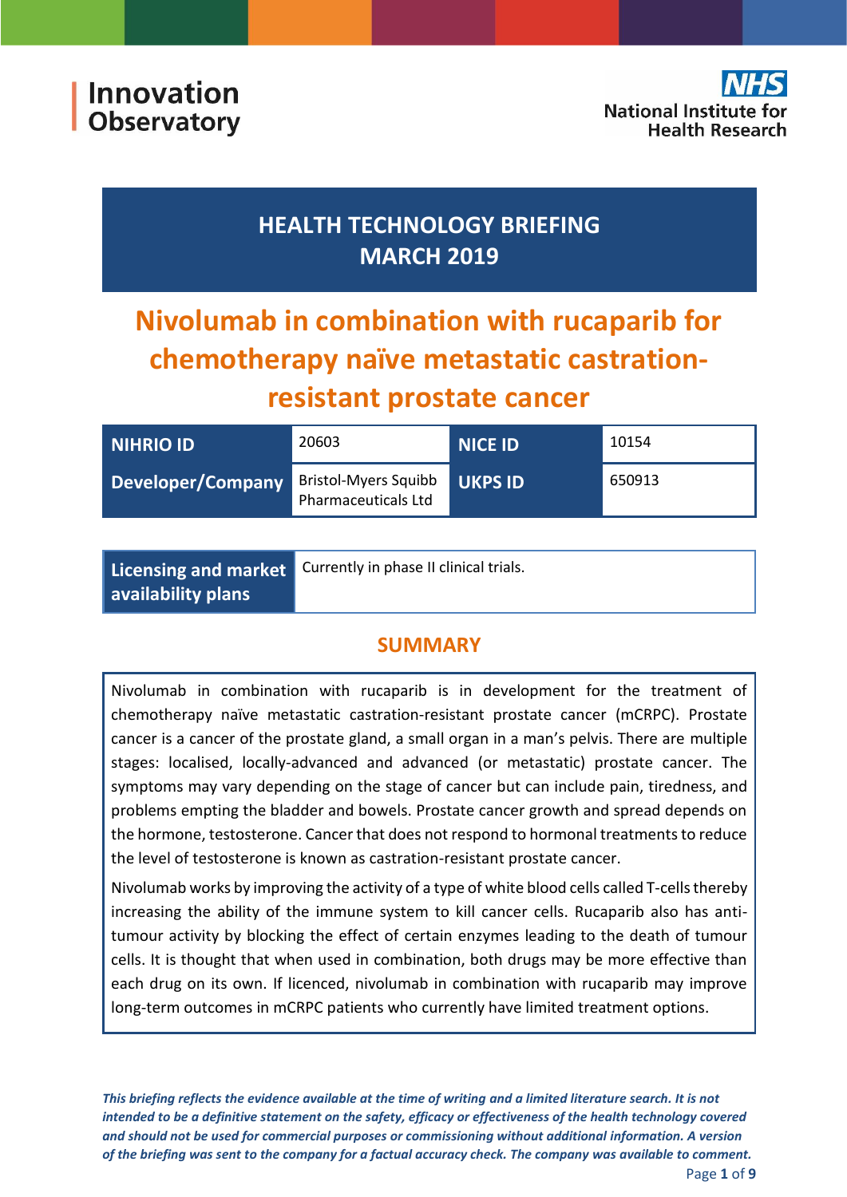Innovation Observatory

NHS National Institute for Health Research

# HEALTH TECHNOLOGY BRIEFING MARCH 2019

# Nivolumab in combination with rucaparib for chemotherapy naïve metastatic castration-resistant prostate cancer

| NIHRIO ID | 20603 | NICE ID | 10154 |
|---|---|---|---|
| Developer/Company | Bristol-Myers Squibb Pharmaceuticals Ltd | UKPS ID | 650913 |

| Licensing and market availability plans | Currently in phase II clinical trials. |
|---|---|

## SUMMARY

Nivolumab in combination with rucaparib is in development for the treatment of chemotherapy naïve metastatic castration-resistant prostate cancer (mCRPC). Prostate cancer is a cancer of the prostate gland, a small organ in a man's pelvis. There are multiple stages: localised, locally-advanced and advanced (or metastatic) prostate cancer. The symptoms may vary depending on the stage of cancer but can include pain, tiredness, and problems emptying the bladder and bowels. Prostate cancer growth and spread depends on the hormone, testosterone. Cancer that does not respond to hormonal treatments to reduce the level of testosterone is known as castration-resistant prostate cancer.

Nivolumab works by improving the activity of a type of white blood cells called T-cells thereby increasing the ability of the immune system to kill cancer cells. Rucaparib also has anti-tumour activity by blocking the effect of certain enzymes leading to the death of tumour cells. It is thought that when used in combination, both drugs may be more effective than each drug on its own. If licenced, nivolumab in combination with rucaparib may improve long-term outcomes in mCRPC patients who currently have limited treatment options.

***This briefing reflects the evidence available at the time of writing and a limited literature search. It is not intended to be a definitive statement on the safety, efficacy or effectiveness of the health technology covered and should not be used for commercial purposes or commissioning without additional information. A version of the briefing was sent to the company for a factual accuracy check. The company was available to comment.***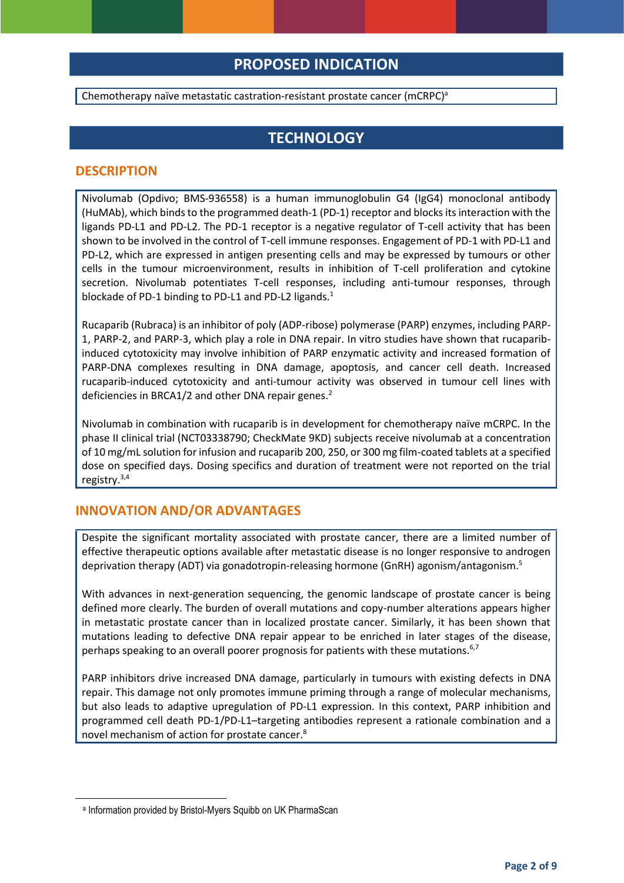## PROPOSED INDICATION

Chemotherapy naïve metastatic castration-resistant prostate cancer (mCRPC)[a]

## TECHNOLOGY

### DESCRIPTION

Nivolumab (Opdivo; BMS-936558) is a human immunoglobulin G4 (IgG4) monoclonal antibody (HuMAb), which binds to the programmed death-1 (PD-1) receptor and blocks its interaction with the ligands PD-L1 and PD-L2. The PD-1 receptor is a negative regulator of T-cell activity that has been shown to be involved in the control of T-cell immune responses. Engagement of PD-1 with PD-L1 and PD-L2, which are expressed in antigen presenting cells and may be expressed by tumours or other cells in the tumour microenvironment, results in inhibition of T-cell proliferation and cytokine secretion. Nivolumab potentiates T-cell responses, including anti-tumour responses, through blockade of PD-1 binding to PD-L1 and PD-L2 ligands.[1]

Rucaparib (Rubraca) is an inhibitor of poly (ADP-ribose) polymerase (PARP) enzymes, including PARP-1, PARP-2, and PARP-3, which play a role in DNA repair. In vitro studies have shown that rucaparib-induced cytotoxicity may involve inhibition of PARP enzymatic activity and increased formation of PARP-DNA complexes resulting in DNA damage, apoptosis, and cancer cell death. Increased rucaparib-induced cytotoxicity and anti-tumour activity was observed in tumour cell lines with deficiencies in BRCA1/2 and other DNA repair genes.[2]

Nivolumab in combination with rucaparib is in development for chemotherapy naïve mCRPC. In the phase II clinical trial (NCT03338790; CheckMate 9KD) subjects receive nivolumab at a concentration of 10 mg/mL solution for infusion and rucaparib 200, 250, or 300 mg film-coated tablets at a specified dose on specified days. Dosing specifics and duration of treatment were not reported on the trial registry.[3,4]

### INNOVATION AND/OR ADVANTAGES

Despite the significant mortality associated with prostate cancer, there are a limited number of effective therapeutic options available after metastatic disease is no longer responsive to androgen deprivation therapy (ADT) via gonadotropin-releasing hormone (GnRH) agonism/antagonism.[5]

With advances in next-generation sequencing, the genomic landscape of prostate cancer is being defined more clearly. The burden of overall mutations and copy-number alterations appears higher in metastatic prostate cancer than in localized prostate cancer. Similarly, it has been shown that mutations leading to defective DNA repair appear to be enriched in later stages of the disease, perhaps speaking to an overall poorer prognosis for patients with these mutations.[6,7]

PARP inhibitors drive increased DNA damage, particularly in tumours with existing defects in DNA repair. This damage not only promotes immune priming through a range of molecular mechanisms, but also leads to adaptive upregulation of PD-L1 expression. In this context, PARP inhibition and programmed cell death PD-1/PD-L1–targeting antibodies represent a rationale combination and a novel mechanism of action for prostate cancer.[8]

---

[a] Information provided by Bristol-Myers Squibb on UK PharmaScan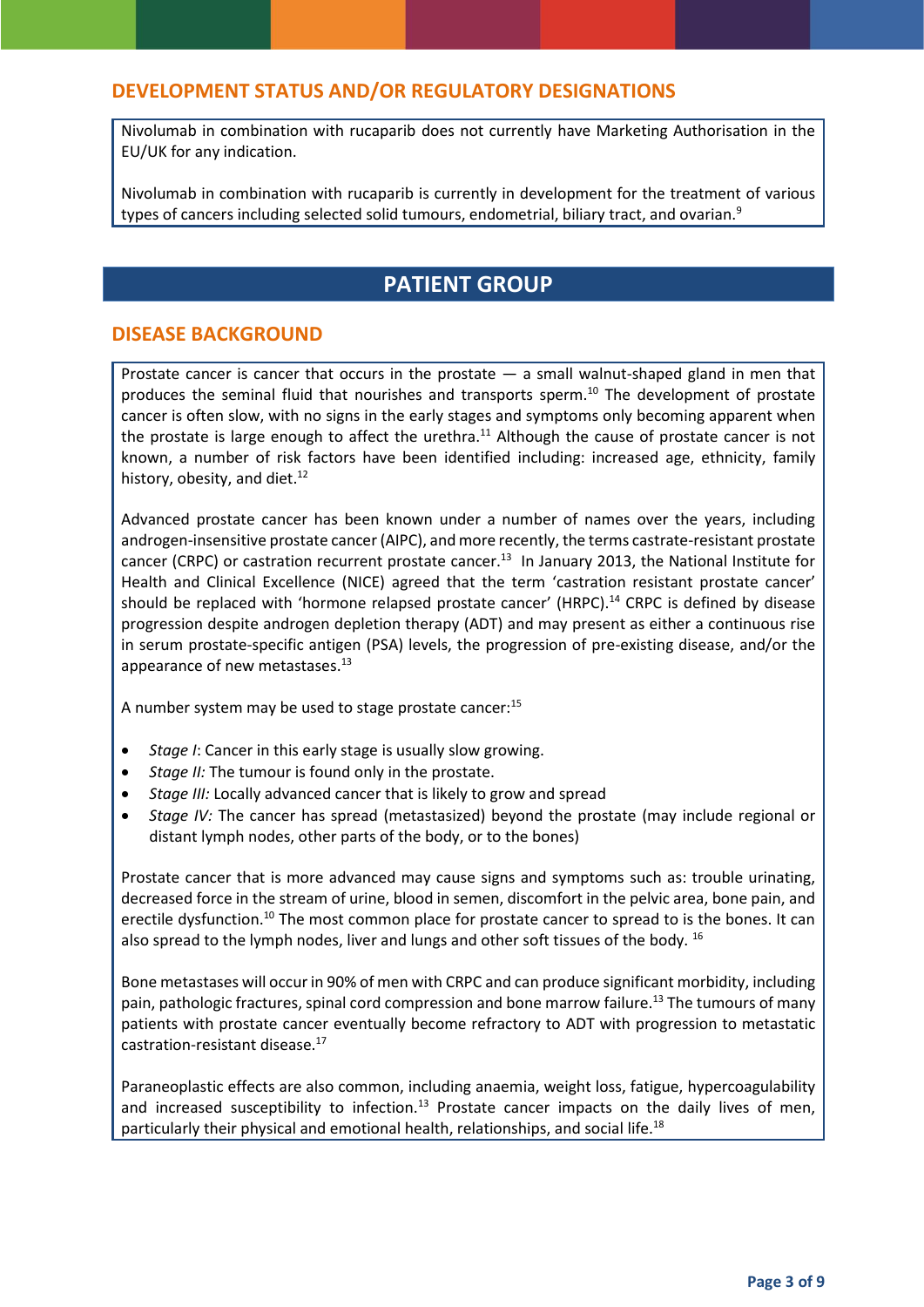## DEVELOPMENT STATUS AND/OR REGULATORY DESIGNATIONS

Nivolumab in combination with rucaparib does not currently have Marketing Authorisation in the EU/UK for any indication.

Nivolumab in combination with rucaparib is currently in development for the treatment of various types of cancers including selected solid tumours, endometrial, biliary tract, and ovarian.[9]

# PATIENT GROUP

## DISEASE BACKGROUND

Prostate cancer is cancer that occurs in the prostate — a small walnut-shaped gland in men that produces the seminal fluid that nourishes and transports sperm.[10] The development of prostate cancer is often slow, with no signs in the early stages and symptoms only becoming apparent when the prostate is large enough to affect the urethra.[11] Although the cause of prostate cancer is not known, a number of risk factors have been identified including: increased age, ethnicity, family history, obesity, and diet.[12]

Advanced prostate cancer has been known under a number of names over the years, including androgen-insensitive prostate cancer (AIPC), and more recently, the terms castrate-resistant prostate cancer (CRPC) or castration recurrent prostate cancer.[13] In January 2013, the National Institute for Health and Clinical Excellence (NICE) agreed that the term 'castration resistant prostate cancer' should be replaced with 'hormone relapsed prostate cancer' (HRPC).[14] CRPC is defined by disease progression despite androgen depletion therapy (ADT) and may present as either a continuous rise in serum prostate-specific antigen (PSA) levels, the progression of pre-existing disease, and/or the appearance of new metastases.[13]

A number system may be used to stage prostate cancer:[15]

- *Stage I*: Cancer in this early stage is usually slow growing.
- *Stage II:* The tumour is found only in the prostate.
- *Stage III:* Locally advanced cancer that is likely to grow and spread
- *Stage IV:* The cancer has spread (metastasized) beyond the prostate (may include regional or distant lymph nodes, other parts of the body, or to the bones)

Prostate cancer that is more advanced may cause signs and symptoms such as: trouble urinating, decreased force in the stream of urine, blood in semen, discomfort in the pelvic area, bone pain, and erectile dysfunction.[10] The most common place for prostate cancer to spread to is the bones. It can also spread to the lymph nodes, liver and lungs and other soft tissues of the body.[16]

Bone metastases will occur in 90% of men with CRPC and can produce significant morbidity, including pain, pathologic fractures, spinal cord compression and bone marrow failure.[13] The tumours of many patients with prostate cancer eventually become refractory to ADT with progression to metastatic castration-resistant disease.[17]

Paraneoplastic effects are also common, including anaemia, weight loss, fatigue, hypercoagulability and increased susceptibility to infection.[13] Prostate cancer impacts on the daily lives of men, particularly their physical and emotional health, relationships, and social life.[18]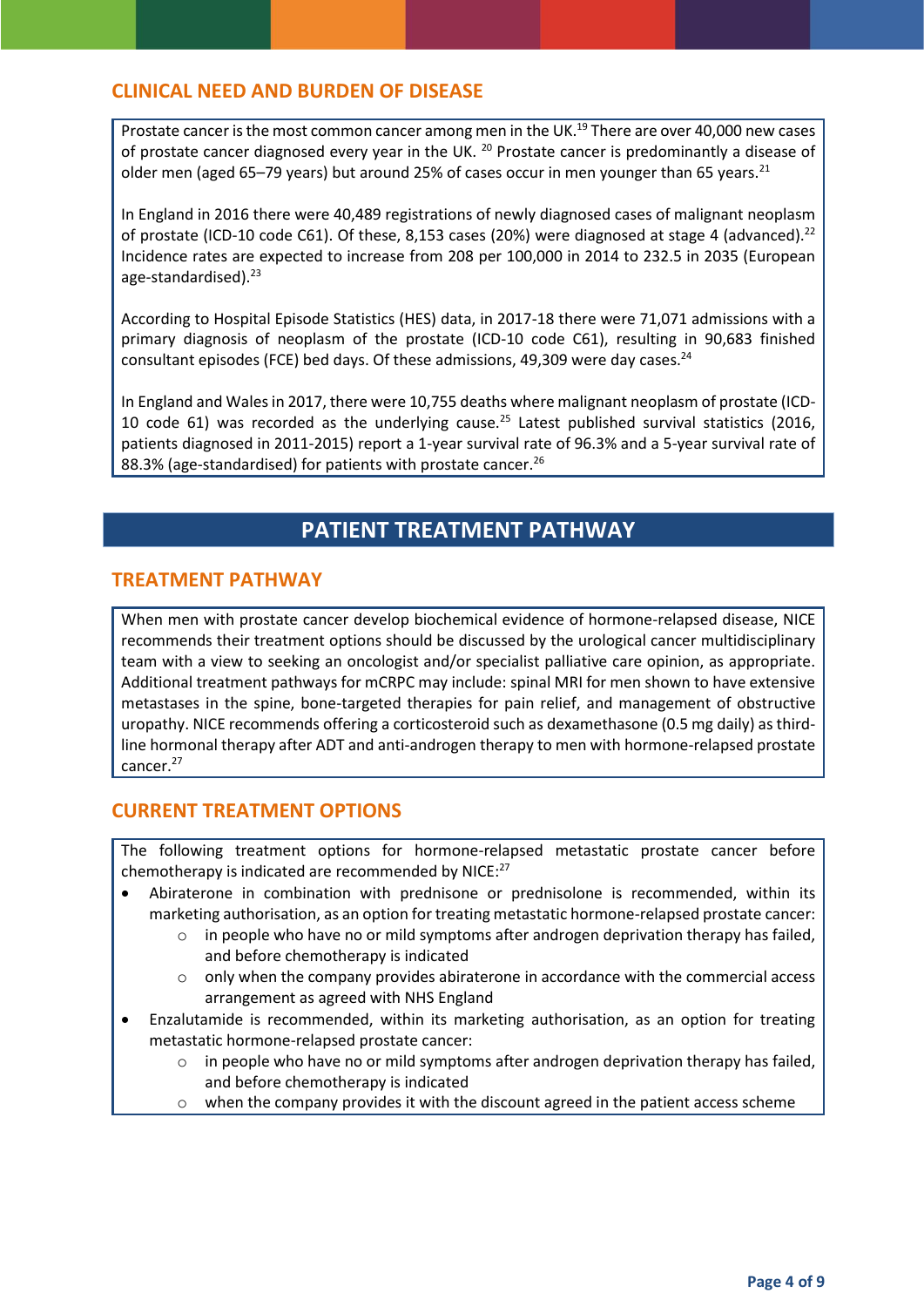## CLINICAL NEED AND BURDEN OF DISEASE

Prostate cancer is the most common cancer among men in the UK.[19] There are over 40,000 new cases of prostate cancer diagnosed every year in the UK. [20] Prostate cancer is predominantly a disease of older men (aged 65–79 years) but around 25% of cases occur in men younger than 65 years.[21]

In England in 2016 there were 40,489 registrations of newly diagnosed cases of malignant neoplasm of prostate (ICD-10 code C61). Of these, 8,153 cases (20%) were diagnosed at stage 4 (advanced).[22] Incidence rates are expected to increase from 208 per 100,000 in 2014 to 232.5 in 2035 (European age-standardised).[23]

According to Hospital Episode Statistics (HES) data, in 2017-18 there were 71,071 admissions with a primary diagnosis of neoplasm of the prostate (ICD-10 code C61), resulting in 90,683 finished consultant episodes (FCE) bed days. Of these admissions, 49,309 were day cases.[24]

In England and Wales in 2017, there were 10,755 deaths where malignant neoplasm of prostate (ICD-10 code 61) was recorded as the underlying cause.[25] Latest published survival statistics (2016, patients diagnosed in 2011-2015) report a 1-year survival rate of 96.3% and a 5-year survival rate of 88.3% (age-standardised) for patients with prostate cancer.[26]

# PATIENT TREATMENT PATHWAY

## TREATMENT PATHWAY

When men with prostate cancer develop biochemical evidence of hormone-relapsed disease, NICE recommends their treatment options should be discussed by the urological cancer multidisciplinary team with a view to seeking an oncologist and/or specialist palliative care opinion, as appropriate. Additional treatment pathways for mCRPC may include: spinal MRI for men shown to have extensive metastases in the spine, bone-targeted therapies for pain relief, and management of obstructive uropathy. NICE recommends offering a corticosteroid such as dexamethasone (0.5 mg daily) as third-line hormonal therapy after ADT and anti-androgen therapy to men with hormone-relapsed prostate cancer.[27]

## CURRENT TREATMENT OPTIONS

The following treatment options for hormone-relapsed metastatic prostate cancer before chemotherapy is indicated are recommended by NICE:[27]

- Abiraterone in combination with prednisone or prednisolone is recommended, within its marketing authorisation, as an option for treating metastatic hormone-relapsed prostate cancer:
  - in people who have no or mild symptoms after androgen deprivation therapy has failed, and before chemotherapy is indicated
  - only when the company provides abiraterone in accordance with the commercial access arrangement as agreed with NHS England
- Enzalutamide is recommended, within its marketing authorisation, as an option for treating metastatic hormone-relapsed prostate cancer:
  - in people who have no or mild symptoms after androgen deprivation therapy has failed, and before chemotherapy is indicated
  - when the company provides it with the discount agreed in the patient access scheme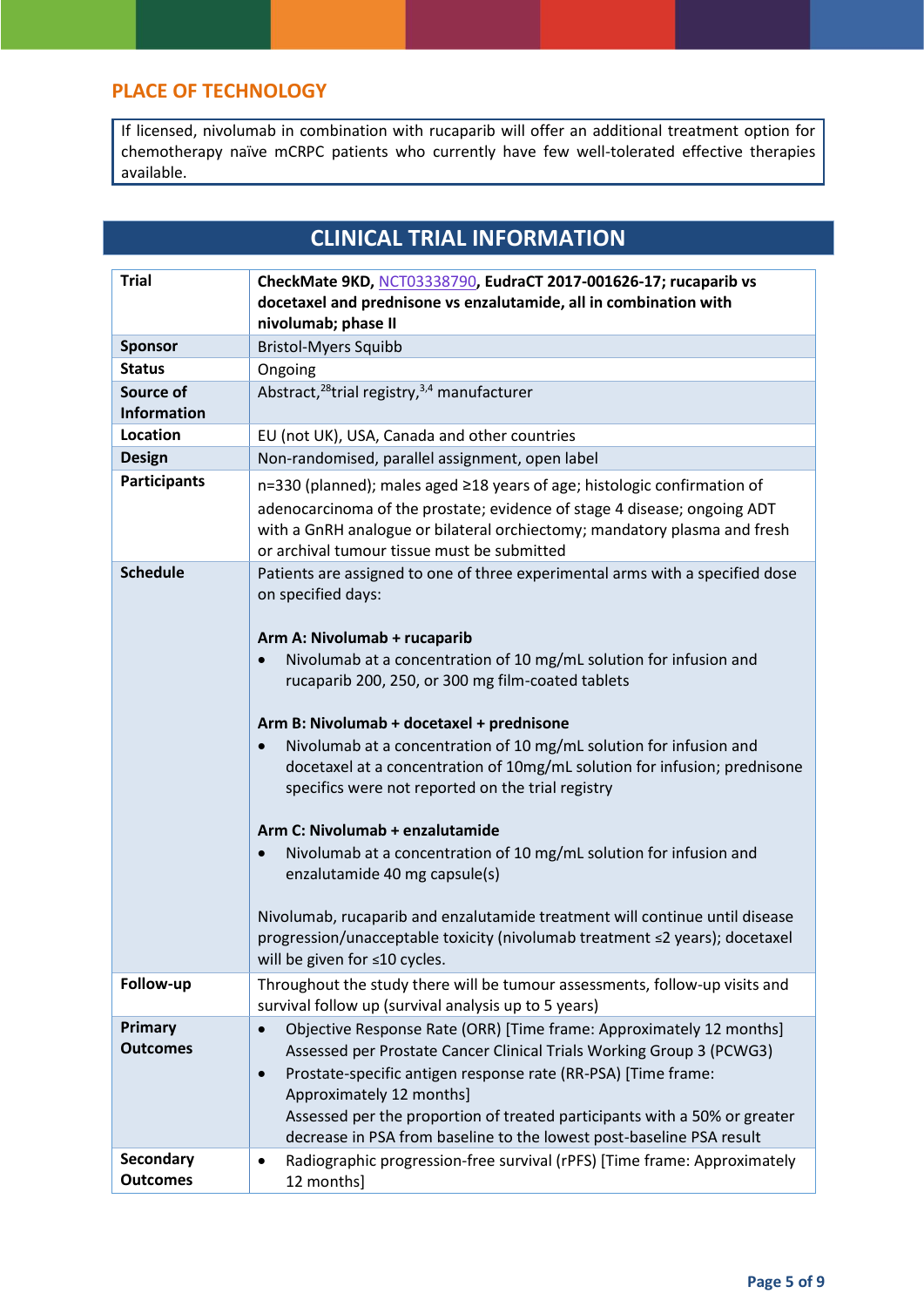## PLACE OF TECHNOLOGY

If licensed, nivolumab in combination with rucaparib will offer an additional treatment option for chemotherapy naïve mCRPC patients who currently have few well-tolerated effective therapies available.

## CLINICAL TRIAL INFORMATION

| | |
|---|---|
| **Trial** | **CheckMate 9KD, NCT03338790, EudraCT 2017-001626-17; rucaparib vs docetaxel and prednisone vs enzalutamide, all in combination with nivolumab; phase II** |
| **Sponsor** | Bristol-Myers Squibb |
| **Status** | Ongoing |
| **Source of Information** | Abstract,[28] trial registry,[3,4] manufacturer |
| **Location** | EU (not UK), USA, Canada and other countries |
| **Design** | Non-randomised, parallel assignment, open label |
| **Participants** | n=330 (planned); males aged ≥18 years of age; histologic confirmation of adenocarcinoma of the prostate; evidence of stage 4 disease; ongoing ADT with a GnRH analogue or bilateral orchiectomy; mandatory plasma and fresh or archival tumour tissue must be submitted |
| **Schedule** | Patients are assigned to one of three experimental arms with a specified dose on specified days:<br><br>**Arm A: Nivolumab + rucaparib**<br>• Nivolumab at a concentration of 10 mg/mL solution for infusion and rucaparib 200, 250, or 300 mg film-coated tablets<br><br>**Arm B: Nivolumab + docetaxel + prednisone**<br>• Nivolumab at a concentration of 10 mg/mL solution for infusion and docetaxel at a concentration of 10mg/mL solution for infusion; prednisone specifics were not reported on the trial registry<br><br>**Arm C: Nivolumab + enzalutamide**<br>• Nivolumab at a concentration of 10 mg/mL solution for infusion and enzalutamide 40 mg capsule(s)<br><br>Nivolumab, rucaparib and enzalutamide treatment will continue until disease progression/unacceptable toxicity (nivolumab treatment ≤2 years); docetaxel will be given for ≤10 cycles. |
| **Follow-up** | Throughout the study there will be tumour assessments, follow-up visits and survival follow up (survival analysis up to 5 years) |
| **Primary Outcomes** | • Objective Response Rate (ORR) [Time frame: Approximately 12 months] Assessed per Prostate Cancer Clinical Trials Working Group 3 (PCWG3)<br>• Prostate-specific antigen response rate (RR-PSA) [Time frame: Approximately 12 months] Assessed per the proportion of treated participants with a 50% or greater decrease in PSA from baseline to the lowest post-baseline PSA result |
| **Secondary Outcomes** | • Radiographic progression-free survival (rPFS) [Time frame: Approximately 12 months] |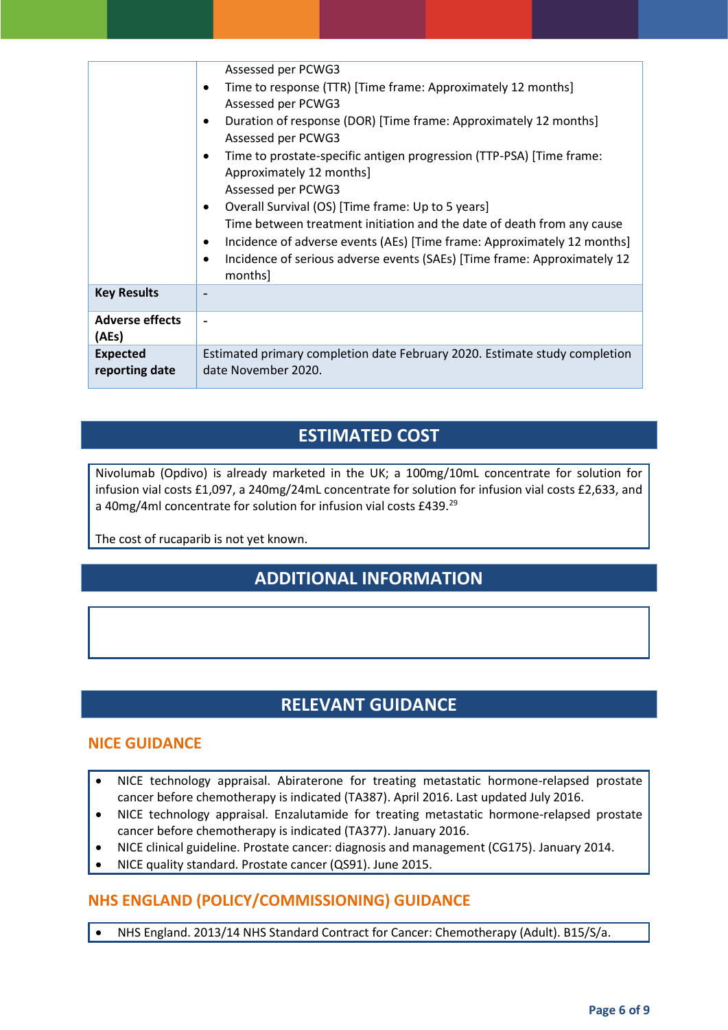|  |  |
|---|---|
|  | Assessed per PCWG3<br>• Time to response (TTR) [Time frame: Approximately 12 months] Assessed per PCWG3<br>• Duration of response (DOR) [Time frame: Approximately 12 months] Assessed per PCWG3<br>• Time to prostate-specific antigen progression (TTP-PSA) [Time frame: Approximately 12 months] Assessed per PCWG3<br>• Overall Survival (OS) [Time frame: Up to 5 years] Time between treatment initiation and the date of death from any cause<br>• Incidence of adverse events (AEs) [Time frame: Approximately 12 months]<br>• Incidence of serious adverse events (SAEs) [Time frame: Approximately 12 months] |
| **Key Results** | - |
| **Adverse effects (AEs)** | - |
| **Expected reporting date** | Estimated primary completion date February 2020. Estimate study completion date November 2020. |

## ESTIMATED COST

Nivolumab (Opdivo) is already marketed in the UK; a 100mg/10mL concentrate for solution for infusion vial costs £1,097, a 240mg/24mL concentrate for solution for infusion vial costs £2,633, and a 40mg/4ml concentrate for solution for infusion vial costs £439.[29]

The cost of rucaparib is not yet known.

## ADDITIONAL INFORMATION

## RELEVANT GUIDANCE

### NICE GUIDANCE

- NICE technology appraisal. Abiraterone for treating metastatic hormone-relapsed prostate cancer before chemotherapy is indicated (TA387). April 2016. Last updated July 2016.
- NICE technology appraisal. Enzalutamide for treating metastatic hormone-relapsed prostate cancer before chemotherapy is indicated (TA377). January 2016.
- NICE clinical guideline. Prostate cancer: diagnosis and management (CG175). January 2014.
- NICE quality standard. Prostate cancer (QS91). June 2015.

### NHS ENGLAND (POLICY/COMMISSIONING) GUIDANCE

- NHS England. 2013/14 NHS Standard Contract for Cancer: Chemotherapy (Adult). B15/S/a.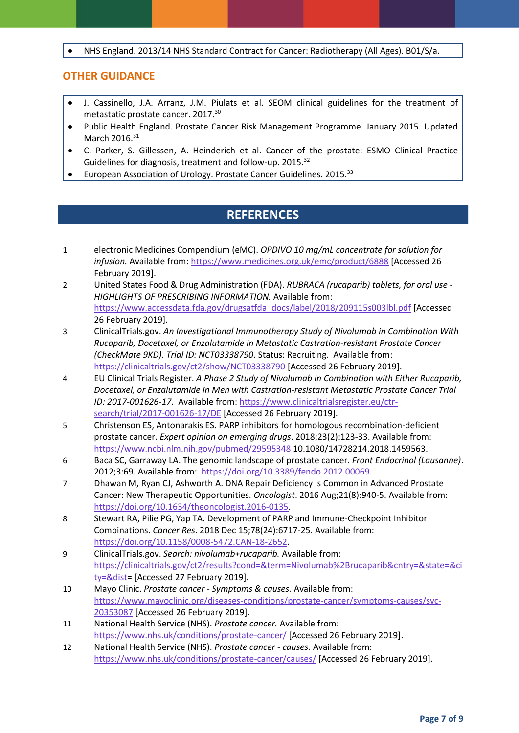- NHS England. 2013/14 NHS Standard Contract for Cancer: Radiotherapy (All Ages). B01/S/a.

## OTHER GUIDANCE

- J. Cassinello, J.A. Arranz, J.M. Piulats et al. SEOM clinical guidelines for the treatment of metastatic prostate cancer. 2017.[30]
- Public Health England. Prostate Cancer Risk Management Programme. January 2015. Updated March 2016.[31]
- C. Parker, S. Gillessen, A. Heinderich et al. Cancer of the prostate: ESMO Clinical Practice Guidelines for diagnosis, treatment and follow-up. 2015.[32]
- European Association of Urology. Prostate Cancer Guidelines. 2015.[33]

## REFERENCES

1. electronic Medicines Compendium (eMC). *OPDIVO 10 mg/mL concentrate for solution for infusion.* Available from: https://www.medicines.org.uk/emc/product/6888 [Accessed 26 February 2019].
2. United States Food & Drug Administration (FDA). *RUBRACA (rucaparib) tablets, for oral use - HIGHLIGHTS OF PRESCRIBING INFORMATION.* Available from: https://www.accessdata.fda.gov/drugsatfda_docs/label/2018/209115s003lbl.pdf [Accessed 26 February 2019].
3. ClinicalTrials.gov. *An Investigational Immunotherapy Study of Nivolumab in Combination With Rucaparib, Docetaxel, or Enzalutamide in Metastatic Castration-resistant Prostate Cancer (CheckMate 9KD). Trial ID: NCT03338790*. Status: Recruiting. Available from: https://clinicaltrials.gov/ct2/show/NCT03338790 [Accessed 26 February 2019].
4. EU Clinical Trials Register. *A Phase 2 Study of Nivolumab in Combination with Either Rucaparib, Docetaxel, or Enzalutamide in Men with Castration-resistant Metastatic Prostate Cancer Trial ID: 2017-001626-17*. Available from: https://www.clinicaltrialsregister.eu/ctr-search/trial/2017-001626-17/DE [Accessed 26 February 2019].
5. Christenson ES, Antonarakis ES. PARP inhibitors for homologous recombination-deficient prostate cancer. *Expert opinion on emerging drugs*. 2018;23(2):123-33. Available from: https://www.ncbi.nlm.nih.gov/pubmed/29595348 10.1080/14728214.2018.1459563.
6. Baca SC, Garraway LA. The genomic landscape of prostate cancer. *Front Endocrinol (Lausanne)*. 2012;3:69. Available from: https://doi.org/10.3389/fendo.2012.00069.
7. Dhawan M, Ryan CJ, Ashworth A. DNA Repair Deficiency Is Common in Advanced Prostate Cancer: New Therapeutic Opportunities. *Oncologist*. 2016 Aug;21(8):940-5. Available from: https://doi.org/10.1634/theoncologist.2016-0135.
8. Stewart RA, Pilie PG, Yap TA. Development of PARP and Immune-Checkpoint Inhibitor Combinations. *Cancer Res*. 2018 Dec 15;78(24):6717-25. Available from: https://doi.org/10.1158/0008-5472.CAN-18-2652.
9. ClinicalTrials.gov. *Search: nivolumab+rucaparib.* Available from: https://clinicaltrials.gov/ct2/results?cond=&term=Nivolumab%2Brucaparib&cntry=&state=&city=&dist= [Accessed 27 February 2019].
10. Mayo Clinic. *Prostate cancer - Symptoms & causes.* Available from: https://www.mayoclinic.org/diseases-conditions/prostate-cancer/symptoms-causes/syc-20353087 [Accessed 26 February 2019].
11. National Health Service (NHS). *Prostate cancer.* Available from: https://www.nhs.uk/conditions/prostate-cancer/ [Accessed 26 February 2019].
12. National Health Service (NHS). *Prostate cancer - causes.* Available from: https://www.nhs.uk/conditions/prostate-cancer/causes/ [Accessed 26 February 2019].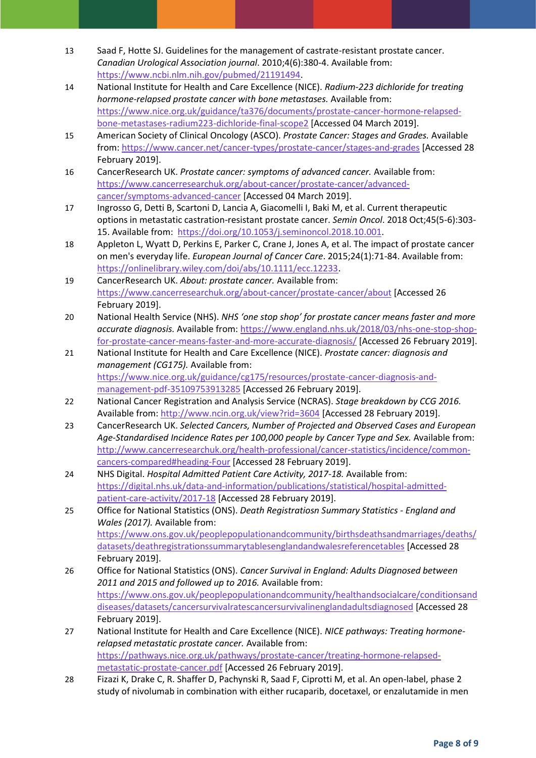13. Saad F, Hotte SJ. Guidelines for the management of castrate-resistant prostate cancer. *Canadian Urological Association journal*. 2010;4(6):380-4. Available from: https://www.ncbi.nlm.nih.gov/pubmed/21191494.
14. National Institute for Health and Care Excellence (NICE). *Radium-223 dichloride for treating hormone-relapsed prostate cancer with bone metastases.* Available from: https://www.nice.org.uk/guidance/ta376/documents/prostate-cancer-hormone-relapsed-bone-metastases-radium223-dichloride-final-scope2 [Accessed 04 March 2019].
15. American Society of Clinical Oncology (ASCO). *Prostate Cancer: Stages and Grades.* Available from: https://www.cancer.net/cancer-types/prostate-cancer/stages-and-grades [Accessed 28 February 2019].
16. CancerResearch UK. *Prostate cancer: symptoms of advanced cancer.* Available from: https://www.cancerresearchuk.org/about-cancer/prostate-cancer/advanced-cancer/symptoms-advanced-cancer [Accessed 04 March 2019].
17. Ingrosso G, Detti B, Scartoni D, Lancia A, Giacomelli I, Baki M, et al. Current therapeutic options in metastatic castration-resistant prostate cancer. *Semin Oncol*. 2018 Oct;45(5-6):303-15. Available from: https://doi.org/10.1053/j.seminoncol.2018.10.001.
18. Appleton L, Wyatt D, Perkins E, Parker C, Crane J, Jones A, et al. The impact of prostate cancer on men's everyday life. *European Journal of Cancer Care*. 2015;24(1):71-84. Available from: https://onlinelibrary.wiley.com/doi/abs/10.1111/ecc.12233.
19. CancerResearch UK. *About: prostate cancer.* Available from: https://www.cancerresearchuk.org/about-cancer/prostate-cancer/about [Accessed 26 February 2019].
20. National Health Service (NHS). *NHS 'one stop shop' for prostate cancer means faster and more accurate diagnosis.* Available from: https://www.england.nhs.uk/2018/03/nhs-one-stop-shop-for-prostate-cancer-means-faster-and-more-accurate-diagnosis/ [Accessed 26 February 2019].
21. National Institute for Health and Care Excellence (NICE). *Prostate cancer: diagnosis and management (CG175).* Available from: https://www.nice.org.uk/guidance/cg175/resources/prostate-cancer-diagnosis-and-management-pdf-35109753913285 [Accessed 26 February 2019].
22. National Cancer Registration and Analysis Service (NCRAS). *Stage breakdown by CCG 2016.* Available from: http://www.ncin.org.uk/view?rid=3604 [Accessed 28 February 2019].
23. CancerResearch UK. *Selected Cancers, Number of Projected and Observed Cases and European Age-Standardised Incidence Rates per 100,000 people by Cancer Type and Sex.* Available from: http://www.cancerresearchuk.org/health-professional/cancer-statistics/incidence/common-cancers-compared#heading-Four [Accessed 28 February 2019].
24. NHS Digital. *Hospital Admitted Patient Care Activity, 2017-18.* Available from: https://digital.nhs.uk/data-and-information/publications/statistical/hospital-admitted-patient-care-activity/2017-18 [Accessed 28 February 2019].
25. Office for National Statistics (ONS). *Death Registratiosn Summary Statistics - England and Wales (2017).* Available from: https://www.ons.gov.uk/peoplepopulationandcommunity/birthsdeathsandmarriages/deaths/datasets/deathregistrationssummarytablesenglandandwalesreferencetables [Accessed 28 February 2019].
26. Office for National Statistics (ONS). *Cancer Survival in England: Adults Diagnosed between 2011 and 2015 and followed up to 2016.* Available from: https://www.ons.gov.uk/peoplepopulationandcommunity/healthandsocialcare/conditionsanddiseases/datasets/cancersurvivalratescancersurvivalinenglandadultsdiagnosed [Accessed 28 February 2019].
27. National Institute for Health and Care Excellence (NICE). *NICE pathways: Treating hormone-relapsed metastatic prostate cancer.* Available from: https://pathways.nice.org.uk/pathways/prostate-cancer/treating-hormone-relapsed-metastatic-prostate-cancer.pdf [Accessed 26 February 2019].
28. Fizazi K, Drake C, R. Shaffer D, Pachynski R, Saad F, Ciprotti M, et al. An open-label, phase 2 study of nivolumab in combination with either rucaparib, docetaxel, or enzalutamide in men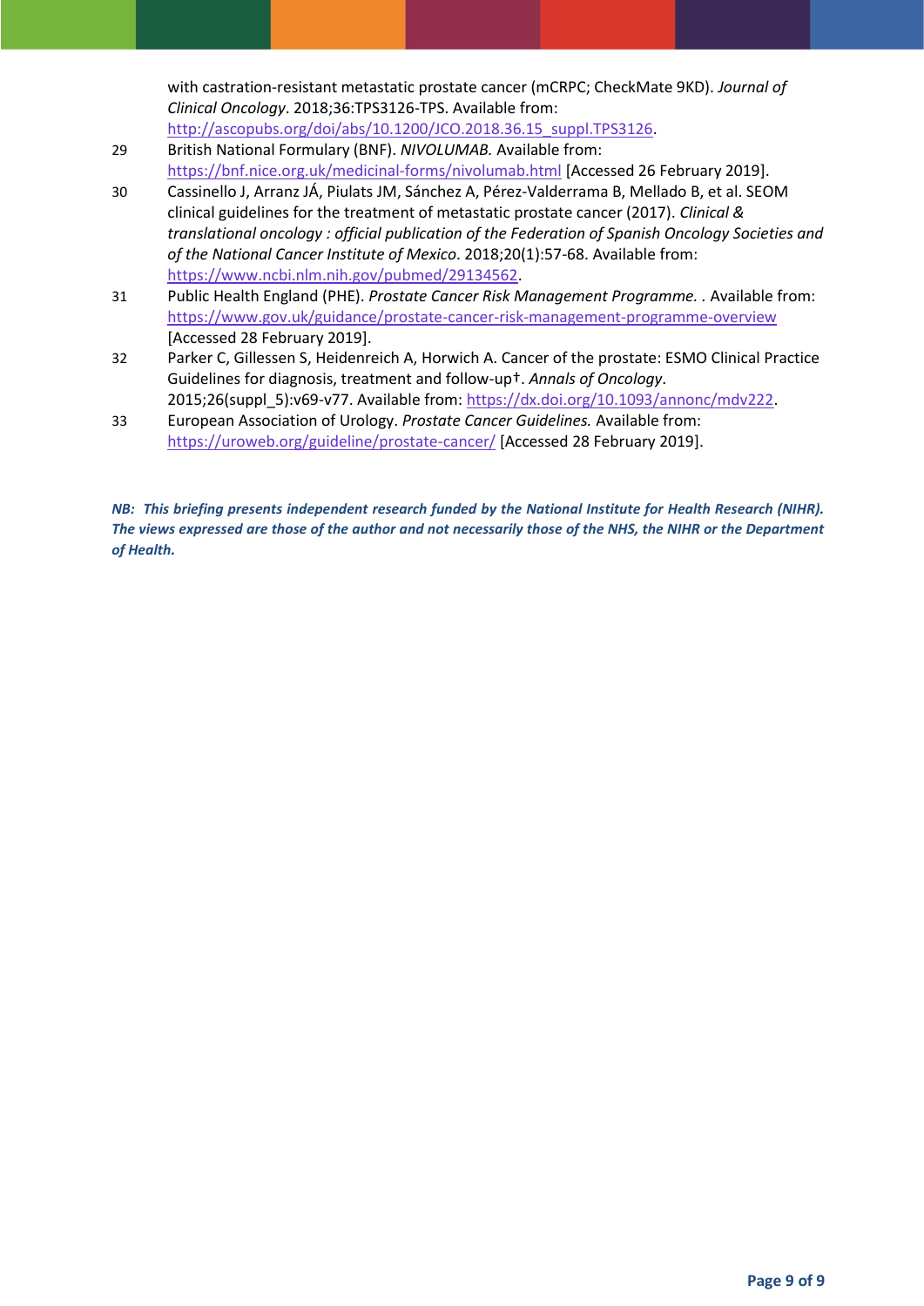with castration-resistant metastatic prostate cancer (mCRPC; CheckMate 9KD). *Journal of Clinical Oncology*. 2018;36:TPS3126-TPS. Available from: http://ascopubs.org/doi/abs/10.1200/JCO.2018.36.15_suppl.TPS3126.

29. British National Formulary (BNF). *NIVOLUMAB.* Available from: https://bnf.nice.org.uk/medicinal-forms/nivolumab.html [Accessed 26 February 2019].

30. Cassinello J, Arranz JÁ, Piulats JM, Sánchez A, Pérez-Valderrama B, Mellado B, et al. SEOM clinical guidelines for the treatment of metastatic prostate cancer (2017). *Clinical & translational oncology : official publication of the Federation of Spanish Oncology Societies and of the National Cancer Institute of Mexico*. 2018;20(1):57-68. Available from: https://www.ncbi.nlm.nih.gov/pubmed/29134562.

31. Public Health England (PHE). *Prostate Cancer Risk Management Programme. .* Available from: https://www.gov.uk/guidance/prostate-cancer-risk-management-programme-overview [Accessed 28 February 2019].

32. Parker C, Gillessen S, Heidenreich A, Horwich A. Cancer of the prostate: ESMO Clinical Practice Guidelines for diagnosis, treatment and follow-up†. *Annals of Oncology*. 2015;26(suppl_5):v69-v77. Available from: https://dx.doi.org/10.1093/annonc/mdv222.

33. European Association of Urology. *Prostate Cancer Guidelines.* Available from: https://uroweb.org/guideline/prostate-cancer/ [Accessed 28 February 2019].

***NB: This briefing presents independent research funded by the National Institute for Health Research (NIHR). The views expressed are those of the author and not necessarily those of the NHS, the NIHR or the Department of Health.***